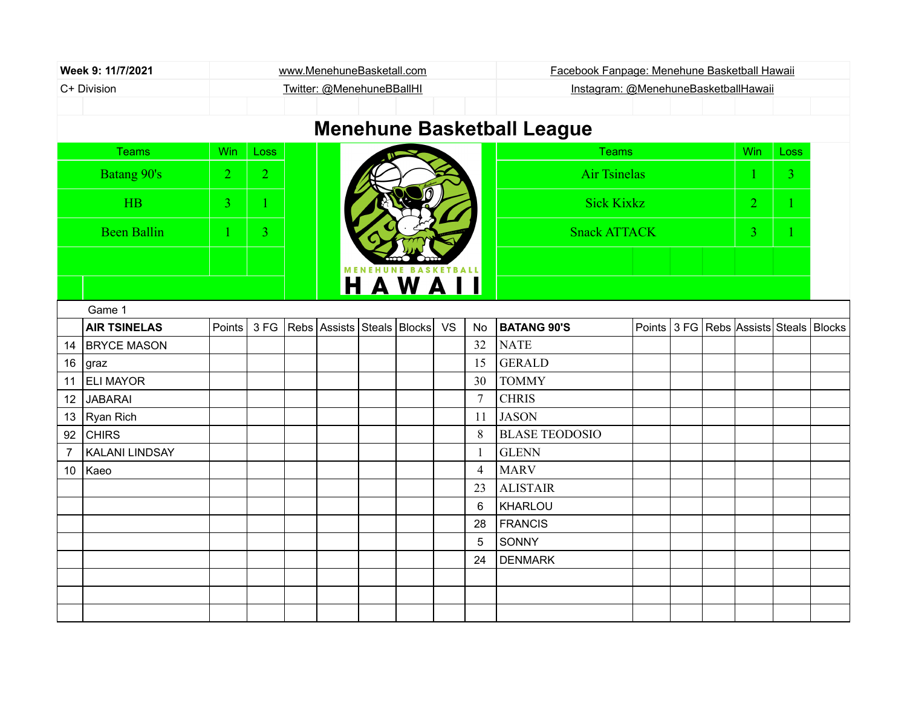**Week 9: 11/7/2021**

C+ Division

www.MenehuneBasketall.com

Twitter: @MenehuneBBallHI

Facebook Fanpage: Menehune Basketball Hawaii

Instagram: @MenehuneBasketballHawaii

# Menehune Basketball League

| Teams | Win | Loss |
|---|---|---|
| Batang 90's | 2 | 2 |
| HB | 3 | 1 |
| Been Ballin | 1 | 3 |

| Teams | Win | Loss |
|---|---|---|
| Air Tsinelas | 1 | 3 |
| Sick Kixkz | 2 | 1 |
| Snack ATTACK | 3 | 1 |

MENEHUNE BASKETBALL HAWAII

Game 1

| | AIR TSINELAS | Points | 3 FG | Rebs | Assists | Steals | Blocks | VS | No | BATANG 90'S | Points | 3 FG | Rebs | Assists | Steals | Blocks |
|---|---|---|---|---|---|---|---|---|---|---|---|---|---|---|---|---|
| 14 | BRYCE MASON | | | | | | | | 32 | NATE | | | | | | |
| 16 | graz | | | | | | | | 15 | GERALD | | | | | | |
| 11 | ELI MAYOR | | | | | | | | 30 | TOMMY | | | | | | |
| 12 | JABARAI | | | | | | | | 7 | CHRIS | | | | | | |
| 13 | Ryan Rich | | | | | | | | 11 | JASON | | | | | | |
| 92 | CHIRS | | | | | | | | 8 | BLASE TEODOSIO | | | | | | |
| 7 | KALANI LINDSAY | | | | | | | | 1 | GLENN | | | | | | |
| 10 | Kaeo | | | | | | | | 4 | MARV | | | | | | |
| | | | | | | | | | 23 | ALISTAIR | | | | | | |
| | | | | | | | | | 6 | KHARLOU | | | | | | |
| | | | | | | | | | 28 | FRANCIS | | | | | | |
| | | | | | | | | | 5 | SONNY | | | | | | |
| | | | | | | | | | 24 | DENMARK | | | | | | |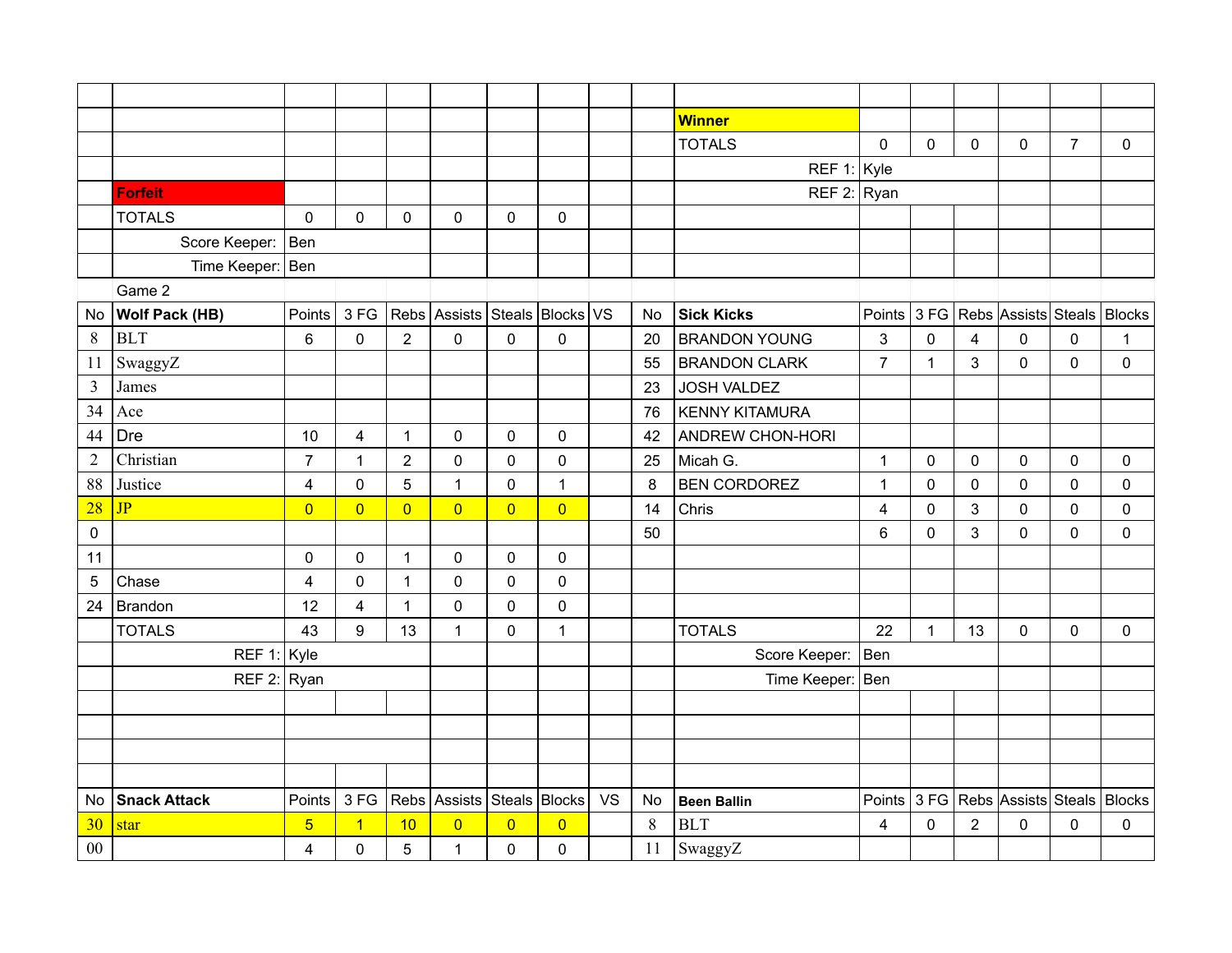| | | | | | | | | | | | | | | | | |
|---|---|---|---|---|---|---|---|---|---|---|---|---|---|---|---|---|
| | | | | | | | | | | **Winner** | | | | | | |
| | | | | | | | | | | TOTALS | 0 | 0 | 0 | 0 | 7 | 0 |
| | | | | | | | | | | REF 1: | Kyle | | | | | |
| | **Forfeit** | | | | | | | | | REF 2: | Ryan | | | | | |
| | TOTALS | 0 | 0 | 0 | 0 | 0 | 0 | | | | | | | | | |
| | Score Keeper: | Ben | | | | | | | | | | | | | | |
| | Time Keeper: | Ben | | | | | | | | | | | | | | |

Game 2

| No | **Wolf Pack (HB)** | Points | 3 FG | Rebs | Assists | Steals | Blocks | VS | No | **Sick Kicks** | Points | 3 FG | Rebs | Assists | Steals | Blocks |
|---|---|---|---|---|---|---|---|---|---|---|---|---|---|---|---|---|
| 8 | BLT | 6 | 0 | 2 | 0 | 0 | 0 | | 20 | BRANDON YOUNG | 3 | 0 | 4 | 0 | 0 | 1 |
| 11 | SwaggyZ | | | | | | | | 55 | BRANDON CLARK | 7 | 1 | 3 | 0 | 0 | 0 |
| 3 | James | | | | | | | | 23 | JOSH VALDEZ | | | | | | |
| 34 | Ace | | | | | | | | 76 | KENNY KITAMURA | | | | | | |
| 44 | Dre | 10 | 4 | 1 | 0 | 0 | 0 | | 42 | ANDREW CHON-HORI | | | | | | |
| 2 | Christian | 7 | 1 | 2 | 0 | 0 | 0 | | 25 | Micah G. | 1 | 0 | 0 | 0 | 0 | 0 |
| 88 | Justice | 4 | 0 | 5 | 1 | 0 | 1 | | 8 | BEN CORDOREZ | 1 | 0 | 0 | 0 | 0 | 0 |
| 28 | JP | 0 | 0 | 0 | 0 | 0 | 0 | | 14 | Chris | 4 | 0 | 3 | 0 | 0 | 0 |
| 0 | | | | | | | | | 50 | | 6 | 0 | 3 | 0 | 0 | 0 |
| 11 | | 0 | 0 | 1 | 0 | 0 | 0 | | | | | | | | | |
| 5 | Chase | 4 | 0 | 1 | 0 | 0 | 0 | | | | | | | | | |
| 24 | Brandon | 12 | 4 | 1 | 0 | 0 | 0 | | | | | | | | | |
| | TOTALS | 43 | 9 | 13 | 1 | 0 | 1 | | | TOTALS | 22 | 1 | 13 | 0 | 0 | 0 |
| | REF 1: | Kyle | | | | | | | | Score Keeper: | Ben | | | | | |
| | REF 2: | Ryan | | | | | | | | Time Keeper: | Ben | | | | | |

| No | **Snack Attack** | Points | 3 FG | Rebs | Assists | Steals | Blocks | VS | No | **Been Ballin** | Points | 3 FG | Rebs | Assists | Steals | Blocks |
|---|---|---|---|---|---|---|---|---|---|---|---|---|---|---|---|---|
| 30 | star | 5 | 1 | 10 | 0 | 0 | 0 | | 8 | BLT | 4 | 0 | 2 | 0 | 0 | 0 |
| 00 | | 4 | 0 | 5 | 1 | 0 | 0 | | 11 | SwaggyZ | | | | | | |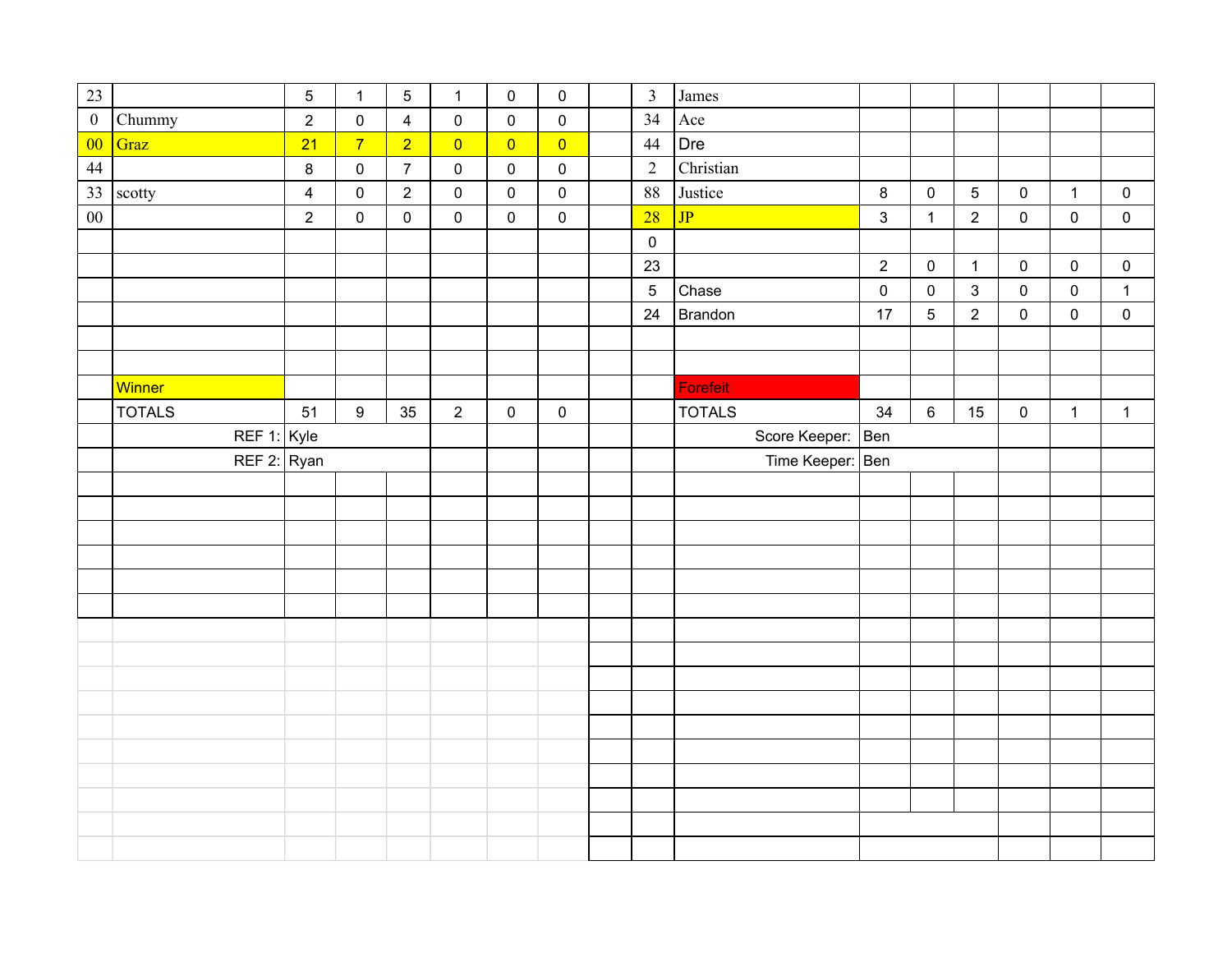| | | | | | | | | | | | | | | | | | |
|---|---|---|---|---|---|---|---|---|---|---|---|---|---|---|---|---|---|
| 23 | | 5 | 1 | 5 | 1 | 0 | 0 | | 3 | James | | | | | | |
| 0 | Chummy | 2 | 0 | 4 | 0 | 0 | 0 | | 34 | Ace | | | | | | |
| 00 | Graz | 21 | 7 | 2 | 0 | 0 | 0 | | 44 | Dre | | | | | | |
| 44 | | 8 | 0 | 7 | 0 | 0 | 0 | | 2 | Christian | | | | | | |
| 33 | scotty | 4 | 0 | 2 | 0 | 0 | 0 | | 88 | Justice | 8 | 0 | 5 | 0 | 1 | 0 |
| 00 | | 2 | 0 | 0 | 0 | 0 | 0 | | 28 | JP | 3 | 1 | 2 | 0 | 0 | 0 |
| | | | | | | | | | 0 | | | | | | | |
| | | | | | | | | | 23 | | 2 | 0 | 1 | 0 | 0 | 0 |
| | | | | | | | | | 5 | Chase | 0 | 0 | 3 | 0 | 0 | 1 |
| | | | | | | | | | 24 | Brandon | 17 | 5 | 2 | 0 | 0 | 0 |
| | | | | | | | | | | | | | | | | |
| | | | | | | | | | | | | | | | | |
| | Winner | | | | | | | | | Forefeit | | | | | | |
| | TOTALS | 51 | 9 | 35 | 2 | 0 | 0 | | | TOTALS | 34 | 6 | 15 | 0 | 1 | 1 |
| | REF 1: | Kyle | | | | | | | | Score Keeper: | Ben | | | | | |
| | REF 2: | Ryan | | | | | | | | Time Keeper: | Ben | | | | | |